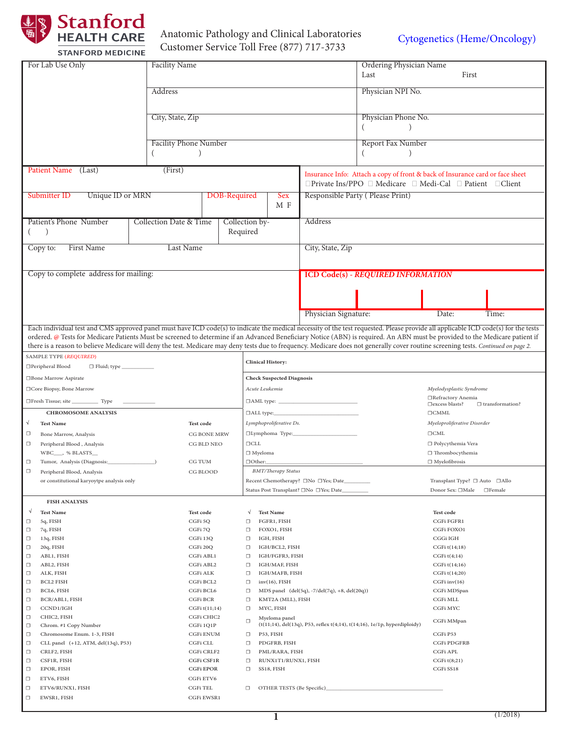**Stanford HEALTH CARE**
STANFORD MEDICINE

Anatomic Pathology and Clinical Laboratories
Customer Service Toll Free (877) 717-3733

## Cytogenetics (Heme/Oncology)

| For Lab Use Only | Facility Name | Ordering Physician Name Last First |
|---|---|---|
| | Address | Physician NPI No. |
| | City, State, Zip | Physician Phone No. ( ) |
| | Facility Phone Number ( ) | Report Fax Number ( ) |

| Patient Name (Last) (First) | Insurance Info: Attach a copy of front & back of Insurance card or face sheet ☐Private Ins/PPO ☐ Medicare ☐ Medi-Cal ☐ Patient ☐Client |
|---|---|
| Submitter ID Unique ID or MRN / DOB-Required / Sex M F | Responsible Party ( Please Print) |
| Patient's Phone Number ( ) / Collection Date & Time / Collection by-Required | Address |
| Copy to: First Name Last Name | City, State, Zip |
| Copy to complete address for mailing: | ICD Code(s) - *REQUIRED INFORMATION* |
| | Physician Signature: Date: Time: |

Each individual test and CMS approved panel must have ICD code(s) to indicate the medical necessity of the test requested. Please provide all applicable ICD code(s) for the tests ordered. @ Tests for Medicare Patients Must be screened to determine if an Advanced Beneficiary Notice (ABN) is required. An ABN must be provided to the Medicare patient if there is a reason to believe Medicare will deny the test. Medicare may deny tests due to frequency. Medicare does not generally cover routine screening tests. *Continued on page 2.*

**SAMPLE TYPE** (*REQUIRED*)

- ☐Peripheral Blood ☐ Fluid; type ___________
- ☐Bone Marrow Aspirate
- ☐Core Biopsy, Bone Marrow
- ☐Fresh Tissue; site _________ Type ___________

**Clinical History:**

**Check Suspected Diagnosis**

| *Acute Leukemia* | *Myelodysplastic Syndrome* |
|---|---|
| ☐AML type: ___________ | ☐Refractory Anemia ☐excess blasts? ☐ transformation? |
| ☐ALL type: ___________ | ☐CMML |
| *Lymphoproliferative Ds.* | *Myeloproliferative Disorder* |
| ☐Lymphoma Type: ___________ | ☐CML |
| ☐CLL | ☐ Polycythemia Vera |
| ☐ Myeloma | ☐ Thrombocythemia |
| ☐Other: ___________ | ☐ Myelofibrosis |

*BMT/Therapy Status*

Recent Chemotherapy? ☐No ☐Yes; Date_________ Transplant Type? ☐ Auto ☐Allo

Status Post Transplant? ☐No ☐Yes; Date_________ Donor Sex: ☐Male ☐Female

### CHROMOSOME ANALYSIS

| √ | Test Name | Test code |
|---|---|---|
| ☐ | Bone Marrow, Analysis | CG BONE MRW |
| ☐ | Peripheral Blood , Analysis WBC___, % BLASTS__ | CG BLD NEO |
| ☐ | Tumor, Analysis (Diagnosis:_______________) | CG TUM |
| ☐ | Peripheral Blood, Analysis or constitutional karyoytpe analysis only | CG BLOOD |

### FISH ANALYSIS

| √ | Test Name | Test code | √ | Test Name | Test code |
|---|---|---|---|---|---|
| ☐ | 5q, FISH | CGFi 5Q | ☐ | FGFR1, FISH | CGFi FGFR1 |
| ☐ | 7q, FISH | CGFi 7Q | ☐ | FOXO1, FISH | CGFi FOXO1 |
| ☐ | 13q, FISH | CGFi 13Q | ☐ | IGH, FISH | CGGi IGH |
| ☐ | 20q, FISH | CGFi 20Q | ☐ | IGH/BCL2, FISH | CGFi t(14;18) |
| ☐ | ABL1, FISH | CGFi ABL1 | ☐ | IGH/FGFR3, FISH | CGFi t(4;14) |
| ☐ | ABL2, FISH | CGFi ABL2 | ☐ | IGH/MAF, FISH | CGFi t(14;16) |
| ☐ | ALK, FISH | CGFi ALK | ☐ | IGH/MAFB, FISH | CGFi t(14;20) |
| ☐ | BCL2 FISH | CGFi BCL2 | ☐ | inv(16), FISH | CGFi inv(16) |
| ☐ | BCL6, FISH | CGFi BCL6 | ☐ | MDS panel (del(5q), -7/del(7q), +8, del(20q)) | CGFi MDSpan |
| ☐ | BCR/ABL1, FISH | CGFi BCR | ☐ | KMT2A (MLL), FISH | CGFi MLL |
| ☐ | CCND1/IGH | CGFi t(11;14) | ☐ | MYC, FISH | CGFi MYC |
| ☐ | CHIC2, FISH | CGFi CHIC2 | ☐ | Myeloma panel (t(11;14), del(13q), P53, reflex t(4;14), t(14;16), 1e/1p, hyperdiploidy) | CGFi MMpan |
| ☐ | Chrom. #1 Copy Number | CGFi 1Q1P | | | |
| ☐ | Chromosome Enum. 1-3, FISH | CGFi ENUM | ☐ | P53, FISH | CGFi P53 |
| ☐ | CLL panel (+12, ATM, del(13q), P53) | CGFi CLL | ☐ | PDGFRB, FISH | CGFi PDGFRB |
| ☐ | CRLF2, FISH | CGFi CRLF2 | ☐ | PML/RARA, FISH | CGFi APL |
| ☐ | CSF1R, FISH | CGFi CSF1R | ☐ | RUNX1T1/RUNX1, FISH | CGFi t(8;21) |
| ☐ | EPOR, FISH | CGFi EPOR | ☐ | SS18, FISH | CGFi SS18 |
| ☐ | ETV6, FISH | CGFi ETV6 | | | |
| ☐ | ETV6/RUNX1, FISH | CGFi TEL | ☐ | OTHER TESTS (Be Specific)_______________ | |
| ☐ | EWSR1, FISH | CGFi EWSR1 | | | |

(1/2018)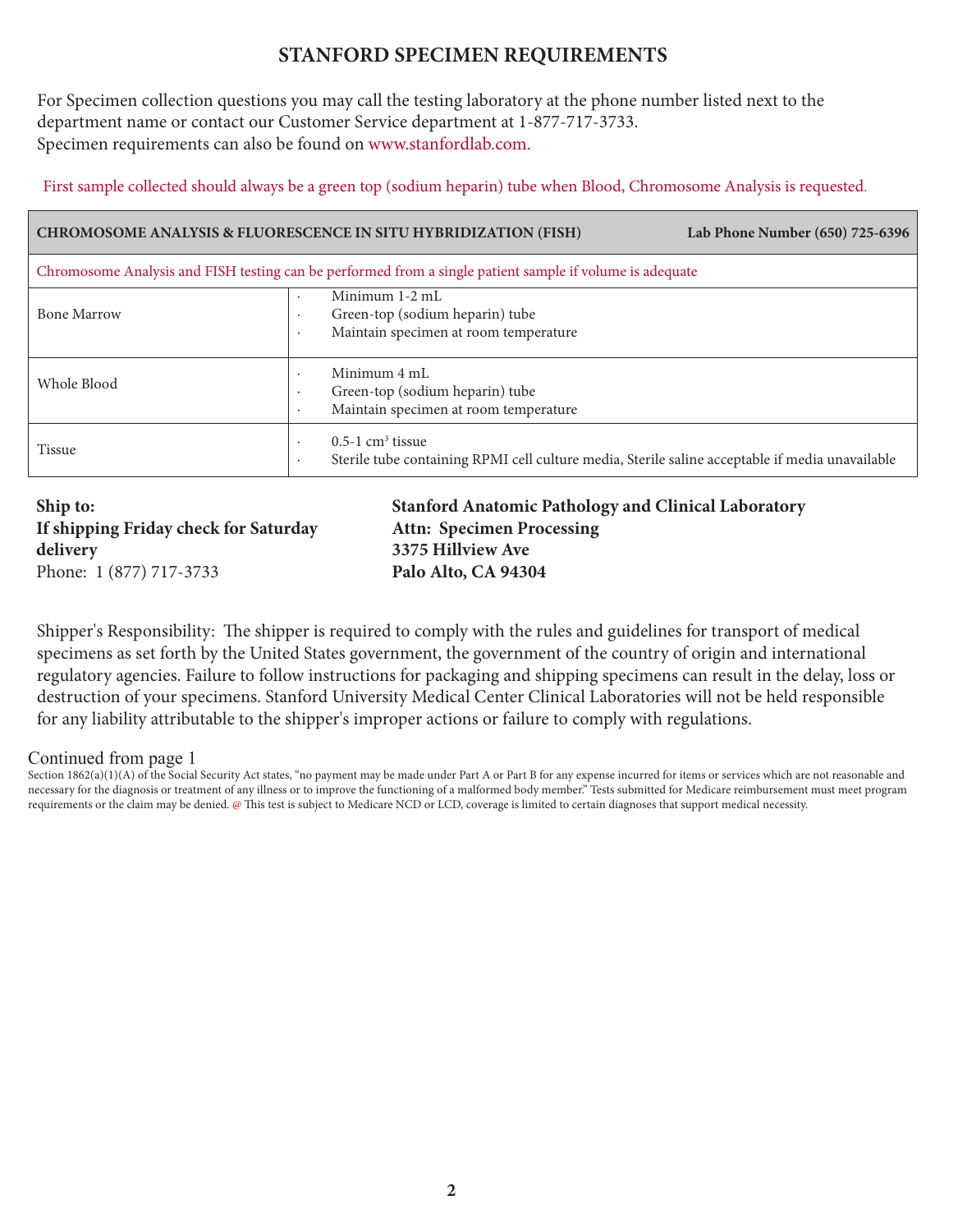# STANFORD SPECIMEN REQUIREMENTS

For Specimen collection questions you may call the testing laboratory at the phone number listed next to the department name or contact our Customer Service department at 1-877-717-3733.
Specimen requirements can also be found on www.stanfordlab.com.

First sample collected should always be a green top (sodium heparin) tube when Blood, Chromosome Analysis is requested.

| CHROMOSOME ANALYSIS & FLUORESCENCE IN SITU HYBRIDIZATION (FISH) | Lab Phone Number (650) 725-6396 |
|---|---|
| Chromosome Analysis and FISH testing can be performed from a single patient sample if volume is adequate | |
| Bone Marrow | · Minimum 1-2 mL<br>· Green-top (sodium heparin) tube<br>· Maintain specimen at room temperature |
| Whole Blood | · Minimum 4 mL<br>· Green-top (sodium heparin) tube<br>· Maintain specimen at room temperature |
| Tissue | · 0.5-1 $cm^3$ tissue<br>· Sterile tube containing RPMI cell culture media, Sterile saline acceptable if media unavailable |

**Ship to:**
**If shipping Friday check for Saturday delivery**
Phone: 1 (877) 717-3733

**Stanford Anatomic Pathology and Clinical Laboratory**
**Attn: Specimen Processing**
**3375 Hillview Ave**
**Palo Alto, CA 94304**

Shipper's Responsibility: The shipper is required to comply with the rules and guidelines for transport of medical specimens as set forth by the United States government, the government of the country of origin and international regulatory agencies. Failure to follow instructions for packaging and shipping specimens can result in the delay, loss or destruction of your specimens. Stanford University Medical Center Clinical Laboratories will not be held responsible for any liability attributable to the shipper's improper actions or failure to comply with regulations.

Continued from page 1

Section 1862(a)(1)(A) of the Social Security Act states, "no payment may be made under Part A or Part B for any expense incurred for items or services which are not reasonable and necessary for the diagnosis or treatment of any illness or to improve the functioning of a malformed body member." Tests submitted for Medicare reimbursement must meet program requirements or the claim may be denied. @ This test is subject to Medicare NCD or LCD, coverage is limited to certain diagnoses that support medical necessity.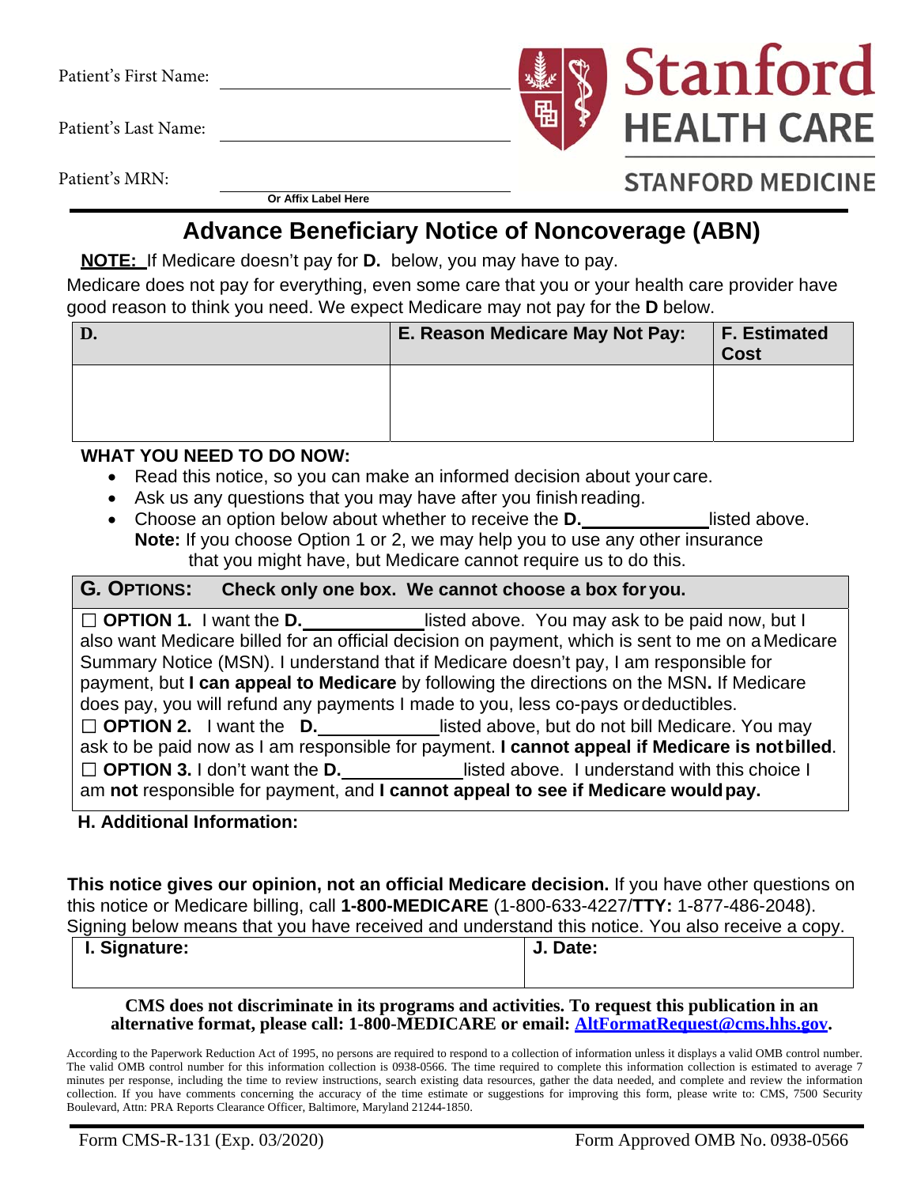Patient's First Name: ____________________

Patient's Last Name: ____________________

Patient's MRN: ____________________
**Or Affix Label Here**

Stanford HEALTH CARE
STANFORD MEDICINE

# Advance Beneficiary Notice of Noncoverage (ABN)

**NOTE:** If Medicare doesn't pay for **D.** below, you may have to pay.

Medicare does not pay for everything, even some care that you or your health care provider have good reason to think you need. We expect Medicare may not pay for the **D** below.

| D. | E. Reason Medicare May Not Pay: | F. Estimated Cost |
|---|---|---|
| | | |

**WHAT YOU NEED TO DO NOW:**

- Read this notice, so you can make an informed decision about your care.
- Ask us any questions that you may have after you finish reading.
- Choose an option below about whether to receive the **D.**\_\_\_\_\_\_\_\_\_\_ listed above.
  **Note:** If you choose Option 1 or 2, we may help you to use any other insurance that you might have, but Medicare cannot require us to do this.

**G. OPTIONS: Check only one box. We cannot choose a box for you.**

☐ **OPTION 1.** I want the **D.**\_\_\_\_\_\_\_\_\_\_ listed above. You may ask to be paid now, but I also want Medicare billed for an official decision on payment, which is sent to me on a Medicare Summary Notice (MSN). I understand that if Medicare doesn't pay, I am responsible for payment, but **I can appeal to Medicare** by following the directions on the MSN**.** If Medicare does pay, you will refund any payments I made to you, less co-pays or deductibles.

☐ **OPTION 2.** I want the **D.**\_\_\_\_\_\_\_\_\_\_ listed above, but do not bill Medicare. You may ask to be paid now as I am responsible for payment. **I cannot appeal if Medicare is not billed**.

☐ **OPTION 3.** I don't want the **D.**\_\_\_\_\_\_\_\_\_\_ listed above. I understand with this choice I am **not** responsible for payment, and **I cannot appeal to see if Medicare would pay.**

**H. Additional Information:**

**This notice gives our opinion, not an official Medicare decision.** If you have other questions on this notice or Medicare billing, call **1-800-MEDICARE** (1-800-633-4227/**TTY:** 1-877-486-2048).
Signing below means that you have received and understand this notice. You also receive a copy.

| I. Signature: | J. Date: |
|---|---|
| | |

**CMS does not discriminate in its programs and activities. To request this publication in an alternative format, please call: 1-800-MEDICARE or email: AltFormatRequest@cms.hhs.gov.**

According to the Paperwork Reduction Act of 1995, no persons are required to respond to a collection of information unless it displays a valid OMB control number. The valid OMB control number for this information collection is 0938-0566. The time required to complete this information collection is estimated to average 7 minutes per response, including the time to review instructions, search existing data resources, gather the data needed, and complete and review the information collection. If you have comments concerning the accuracy of the time estimate or suggestions for improving this form, please write to: CMS, 7500 Security Boulevard, Attn: PRA Reports Clearance Officer, Baltimore, Maryland 21244-1850.

Form CMS-R-131 (Exp. 03/2020) Form Approved OMB No. 0938-0566